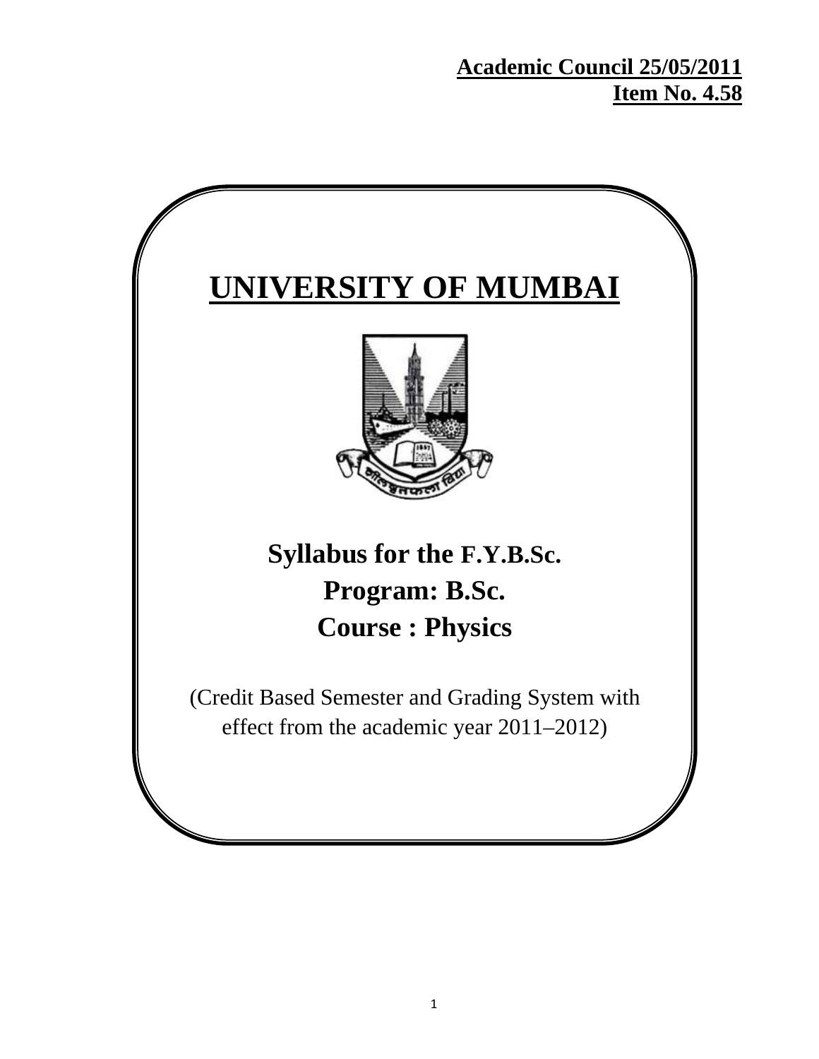**Academic Council 25/05/2011**
**Item No. 4.58**

# UNIVERSITY OF MUMBAI

## Syllabus for the F.Y.B.Sc.
## Program: B.Sc.
## Course : Physics

(Credit Based Semester and Grading System with effect from the academic year 2011–2012)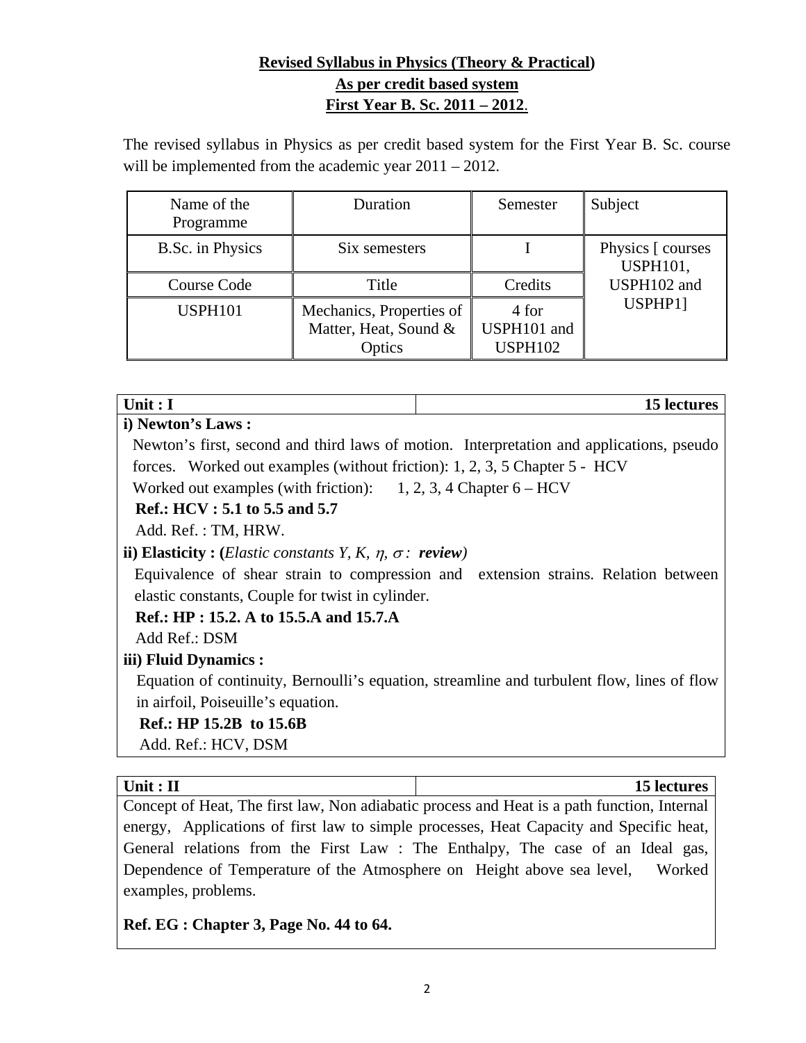# Revised Syllabus in Physics (Theory & Practical)

## As per credit based system

## First Year B. Sc. 2011 – 2012.

The revised syllabus in Physics as per credit based system for the First Year B. Sc. course will be implemented from the academic year 2011 – 2012.

| Name of the Programme | Duration | Semester | Subject |
|---|---|---|---|
| B.Sc. in Physics | Six semesters | I | Physics [ courses USPH101, USPH102 and USPHP1] |
| Course Code | Title | Credits | |
| USPH101 | Mechanics, Properties of Matter, Heat, Sound & Optics | 4 for USPH101 and USPH102 | |

| **Unit : I** | **15 lectures** |
|---|---|

**i) Newton's Laws :**

Newton's first, second and third laws of motion. Interpretation and applications, pseudo forces. Worked out examples (without friction): 1, 2, 3, 5 Chapter 5 - HCV

Worked out examples (with friction): 1, 2, 3, 4 Chapter 6 – HCV

**Ref.: HCV : 5.1 to 5.5 and 5.7**

Add. Ref. : TM, HRW.

**ii) Elasticity : (*Elastic constants Y, K, $\eta$, $\sigma$ : review*)**

Equivalence of shear strain to compression and extension strains. Relation between elastic constants, Couple for twist in cylinder.

**Ref.: HP : 15.2. A to 15.5.A and 15.7.A**

Add Ref.: DSM

**iii) Fluid Dynamics :**

Equation of continuity, Bernoulli's equation, streamline and turbulent flow, lines of flow in airfoil, Poiseuille's equation.

**Ref.: HP 15.2B to 15.6B**

Add. Ref.: HCV, DSM

| **Unit : II** | **15 lectures** |
|---|---|

Concept of Heat, The first law, Non adiabatic process and Heat is a path function, Internal energy, Applications of first law to simple processes, Heat Capacity and Specific heat, General relations from the First Law : The Enthalpy, The case of an Ideal gas, Dependence of Temperature of the Atmosphere on Height above sea level, Worked examples, problems.

**Ref. EG : Chapter 3, Page No. 44 to 64.**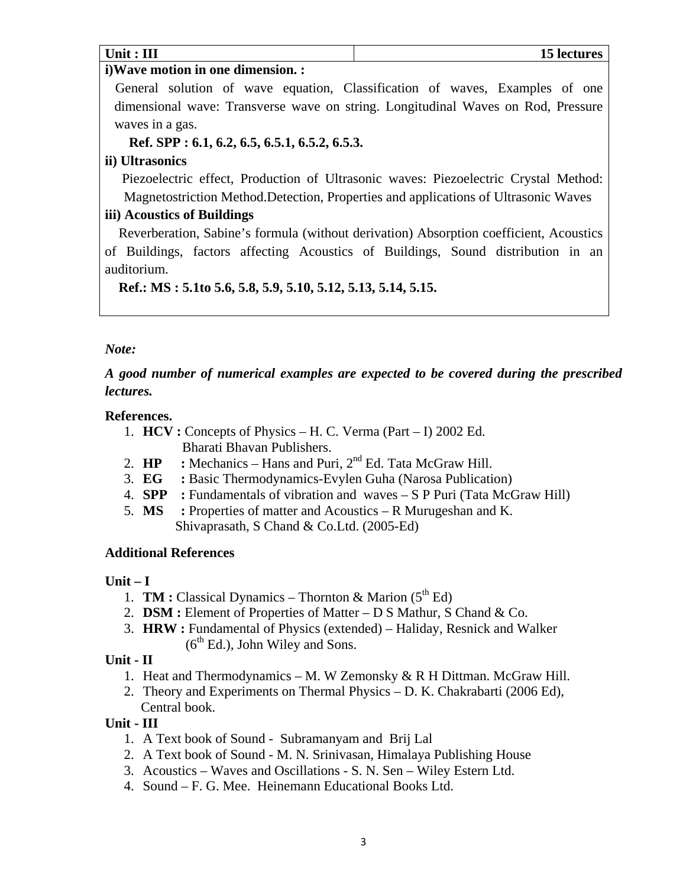| Unit : III | 15 lectures |
|---|---|

**i)Wave motion in one dimension. :**

General solution of wave equation, Classification of waves, Examples of one dimensional wave: Transverse wave on string. Longitudinal Waves on Rod, Pressure waves in a gas.

**Ref. SPP : 6.1, 6.2, 6.5, 6.5.1, 6.5.2, 6.5.3.**

**ii) Ultrasonics**

Piezoelectric effect, Production of Ultrasonic waves: Piezoelectric Crystal Method: Magnetostriction Method.Detection, Properties and applications of Ultrasonic Waves

**iii) Acoustics of Buildings**

Reverberation, Sabine's formula (without derivation) Absorption coefficient, Acoustics of Buildings, factors affecting Acoustics of Buildings, Sound distribution in an auditorium.

**Ref.: MS : 5.1to 5.6, 5.8, 5.9, 5.10, 5.12, 5.13, 5.14, 5.15.**

***Note:***

***A good number of numerical examples are expected to be covered during the prescribed lectures.***

**References.**

1. **HCV :** Concepts of Physics – H. C. Verma (Part – I) 2002 Ed. Bharati Bhavan Publishers.
2. **HP :** Mechanics – Hans and Puri, 2nd Ed. Tata McGraw Hill.
3. **EG :** Basic Thermodynamics-Evylen Guha (Narosa Publication)
4. **SPP :** Fundamentals of vibration and waves – S P Puri (Tata McGraw Hill)
5. **MS :** Properties of matter and Acoustics – R Murugeshan and K. Shivaprasath, S Chand & Co.Ltd. (2005-Ed)

**Additional References**

**Unit – I**

1. **TM :** Classical Dynamics – Thornton & Marion (5th Ed)
2. **DSM :** Element of Properties of Matter – D S Mathur, S Chand & Co.
3. **HRW :** Fundamental of Physics (extended) – Haliday, Resnick and Walker (6th Ed.), John Wiley and Sons.

**Unit - II**

1. Heat and Thermodynamics – M. W Zemonsky & R H Dittman. McGraw Hill.
2. Theory and Experiments on Thermal Physics – D. K. Chakrabarti (2006 Ed), Central book.

**Unit - III**

1. A Text book of Sound - Subramanyam and Brij Lal
2. A Text book of Sound - M. N. Srinivasan, Himalaya Publishing House
3. Acoustics – Waves and Oscillations - S. N. Sen – Wiley Estern Ltd.
4. Sound – F. G. Mee. Heinemann Educational Books Ltd.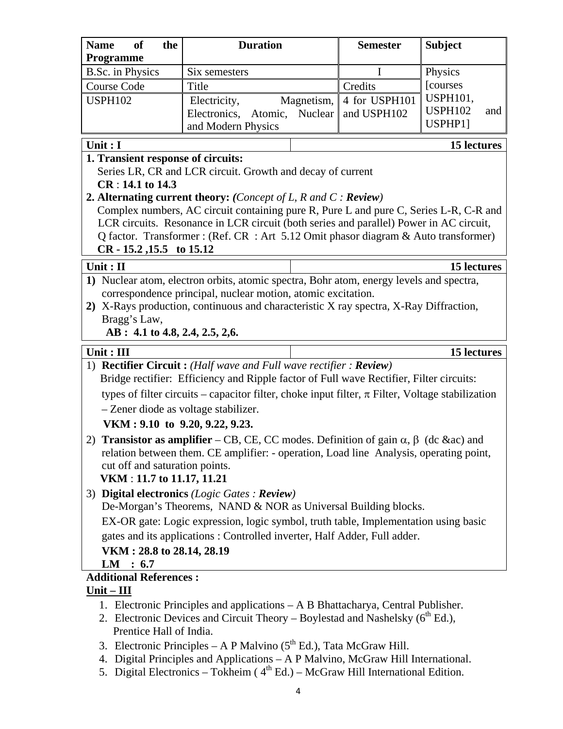| **Name of the Programme** | **Duration** | **Semester** | **Subject** |
|---|---|---|---|
| B.Sc. in Physics | Six semesters | I | Physics [courses USPH101, USPH102 and USPHP1] |
| Course Code | Title | Credits | |
| USPH102 | Electricity, Magnetism, Electronics, Atomic, Nuclear and Modern Physics | 4 for USPH101 and USPH102 | |

| **Unit : I** | **15 lectures** |
|---|---|

**1. Transient response of circuits:**

Series LR, CR and LCR circuit. Growth and decay of current

**CR** : **14.1 to 14.3**

**2. Alternating current theory:** ***(****Concept of L, R and C :* ***Review****)*

Complex numbers, AC circuit containing pure R, Pure L and pure C, Series L-R, C-R and LCR circuits. Resonance in LCR circuit (both series and parallel) Power in AC circuit, Q factor. Transformer : (Ref. CR : Art 5.12 Omit phasor diagram & Auto transformer)

**CR - 15.2 ,15.5 to 15.12**

| **Unit : II** | **15 lectures** |
|---|---|

1) Nuclear atom, electron orbits, atomic spectra, Bohr atom, energy levels and spectra, correspondence principal, nuclear motion, atomic excitation.
2) X-Rays production, continuous and characteristic X ray spectra, X-Ray Diffraction, Bragg's Law,

**AB : 4.1 to 4.8, 2.4, 2.5, 2,6.**

| **Unit : III** | **15 lectures** |
|---|---|

1) **Rectifier Circuit :** *(Half wave and Full wave rectifier :* ***Review****)*

Bridge rectifier: Efficiency and Ripple factor of Full wave Rectifier, Filter circuits: types of filter circuits – capacitor filter, choke input filter, $\pi$ Filter, Voltage stabilization – Zener diode as voltage stabilizer.

**VKM : 9.10 to 9.20, 9.22, 9.23.**

2) **Transistor as amplifier** – CB, CE, CC modes. Definition of gain $\alpha$, $\beta$ (dc &ac) and relation between them. CE amplifier: - operation, Load line Analysis, operating point, cut off and saturation points.

**VKM** : **11.7 to 11.17, 11.21**

3) **Digital electronics** *(Logic Gates :* ***Review****)*

De-Morgan's Theorems, NAND & NOR as Universal Building blocks.

EX-OR gate: Logic expression, logic symbol, truth table, Implementation using basic gates and its applications : Controlled inverter, Half Adder, Full adder.

**VKM : 28.8 to 28.14, 28.19**

**LM : 6.7**

**Additional References :**

**Unit – III**

1. Electronic Principles and applications – A B Bhattacharya, Central Publisher.
2. Electronic Devices and Circuit Theory – Boylestad and Nashelsky (6th Ed.), Prentice Hall of India.
3. Electronic Principles – A P Malvino (5th Ed.), Tata McGraw Hill.
4. Digital Principles and Applications – A P Malvino, McGraw Hill International.
5. Digital Electronics – Tokheim ( 4th Ed.) – McGraw Hill International Edition.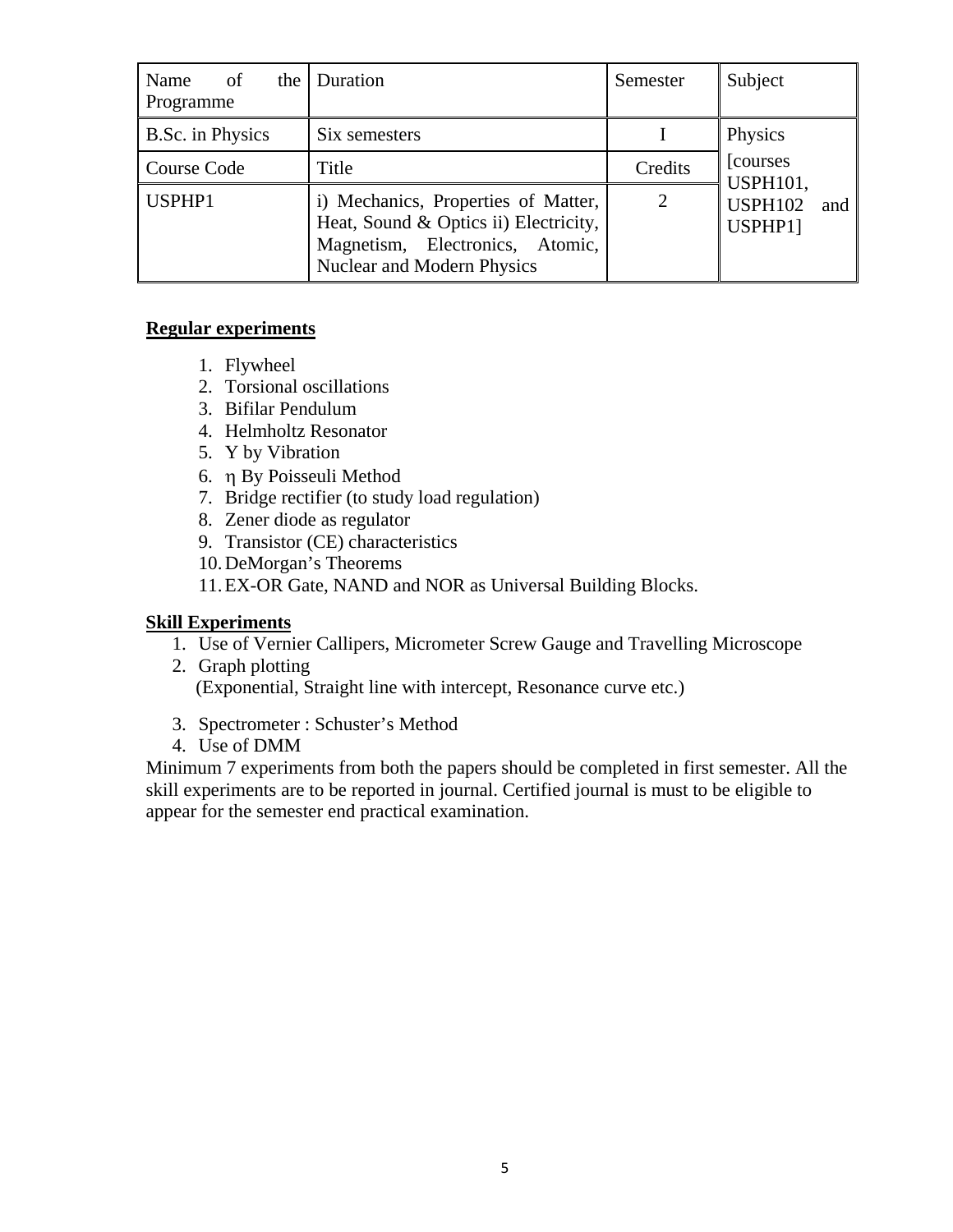| Name of the Programme | Duration | Semester | Subject |
| --- | --- | --- | --- |
| B.Sc. in Physics | Six semesters | I | Physics [courses USPH101, USPH102 and USPHP1] |
| Course Code | Title | Credits | |
| USPHP1 | i) Mechanics, Properties of Matter, Heat, Sound & Optics ii) Electricity, Magnetism, Electronics, Atomic, Nuclear and Modern Physics | 2 | |

**Regular experiments**

1. Flywheel
2. Torsional oscillations
3. Bifilar Pendulum
4. Helmholtz Resonator
5. Y by Vibration
6. $\eta$ By Poisseuli Method
7. Bridge rectifier (to study load regulation)
8. Zener diode as regulator
9. Transistor (CE) characteristics
10. DeMorgan's Theorems
11. EX-OR Gate, NAND and NOR as Universal Building Blocks.

**Skill Experiments**

1. Use of Vernier Callipers, Micrometer Screw Gauge and Travelling Microscope
2. Graph plotting
   (Exponential, Straight line with intercept, Resonance curve etc.)
3. Spectrometer : Schuster's Method
4. Use of DMM

Minimum 7 experiments from both the papers should be completed in first semester. All the skill experiments are to be reported in journal. Certified journal is must to be eligible to appear for the semester end practical examination.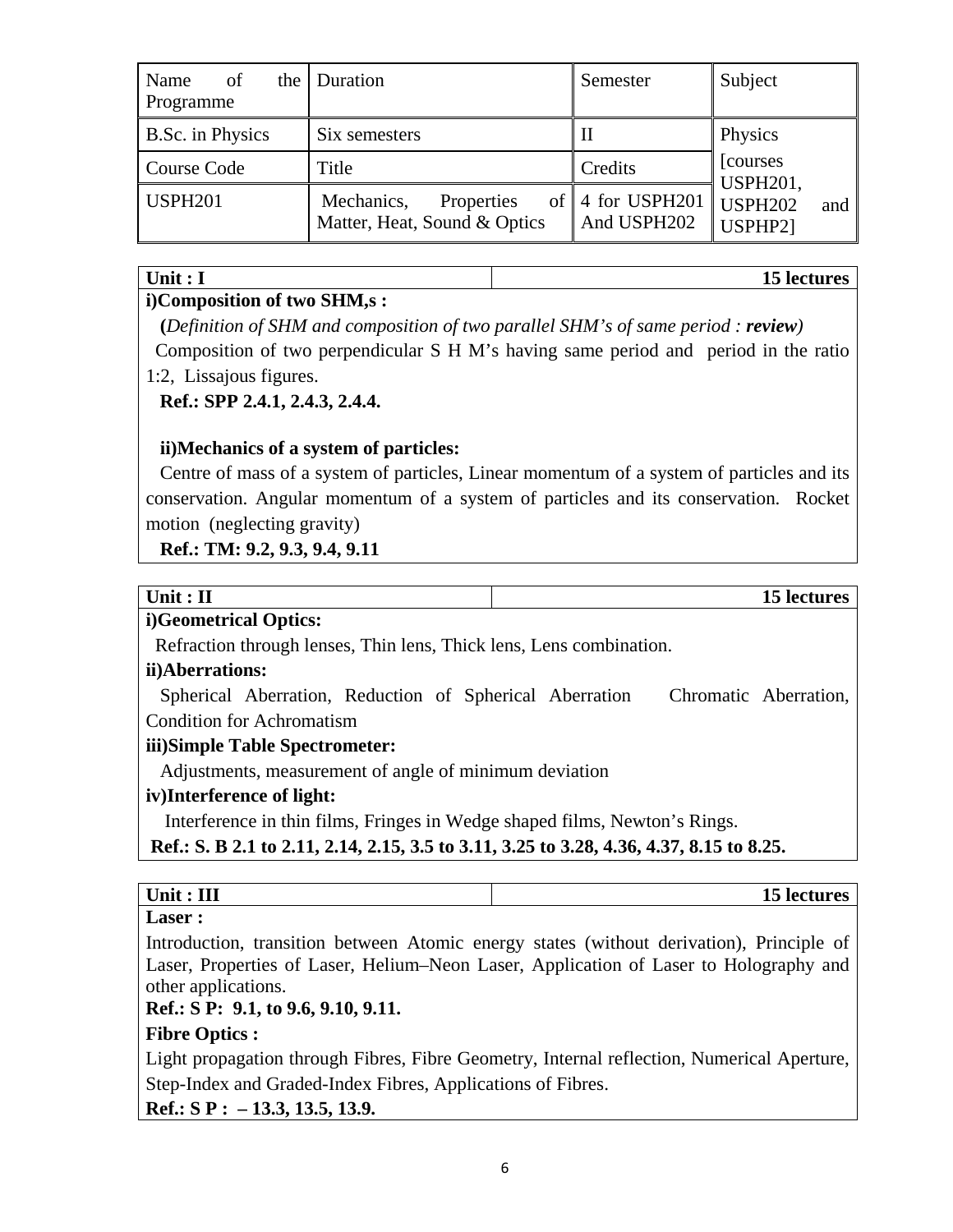| Name of the Programme | Duration | Semester | Subject |
|---|---|---|---|
| B.Sc. in Physics | Six semesters | II | Physics |
| Course Code | Title | Credits | [courses USPH201, USPH202 and USPHP2] |
| USPH201 | Mechanics, Properties of Matter, Heat, Sound & Optics | 4 for USPH201 And USPH202 | |

| **Unit : I** | **15 lectures** |
|---|---|

**i)Composition of two SHM,s :**

**(***Definition of SHM and composition of two parallel SHM's of same period :* ***review****)*

Composition of two perpendicular S H M's having same period and period in the ratio 1:2, Lissajous figures.

**Ref.: SPP 2.4.1, 2.4.3, 2.4.4.**

**ii)Mechanics of a system of particles:**

Centre of mass of a system of particles, Linear momentum of a system of particles and its conservation. Angular momentum of a system of particles and its conservation. Rocket motion (neglecting gravity)

**Ref.: TM: 9.2, 9.3, 9.4, 9.11**

| **Unit : II** | **15 lectures** |
|---|---|

**i)Geometrical Optics:**

Refraction through lenses, Thin lens, Thick lens, Lens combination.

**ii)Aberrations:**

Spherical Aberration, Reduction of Spherical Aberration Chromatic Aberration, Condition for Achromatism

**iii)Simple Table Spectrometer:**

Adjustments, measurement of angle of minimum deviation

**iv)Interference of light:**

Interference in thin films, Fringes in Wedge shaped films, Newton's Rings.

**Ref.: S. B 2.1 to 2.11, 2.14, 2.15, 3.5 to 3.11, 3.25 to 3.28, 4.36, 4.37, 8.15 to 8.25.**

| **Unit : III** | **15 lectures** |
|---|---|

**Laser :**

Introduction, transition between Atomic energy states (without derivation), Principle of Laser, Properties of Laser, Helium–Neon Laser, Application of Laser to Holography and other applications.

**Ref.: S P: 9.1, to 9.6, 9.10, 9.11.**

**Fibre Optics :**

Light propagation through Fibres, Fibre Geometry, Internal reflection, Numerical Aperture, Step-Index and Graded-Index Fibres, Applications of Fibres.

**Ref.: S P : – 13.3, 13.5, 13.9.**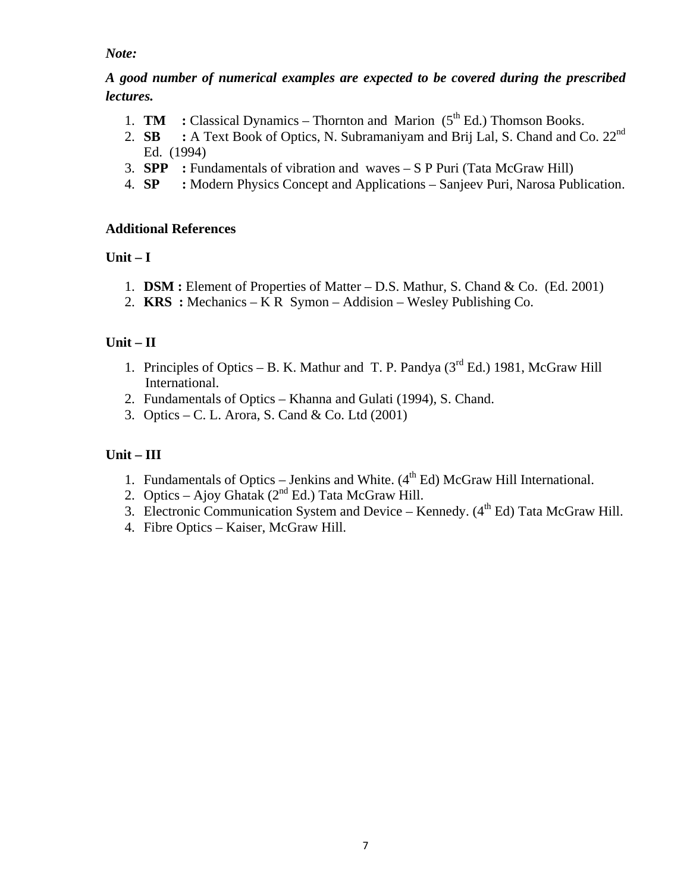***Note:***

***A good number of numerical examples are expected to be covered during the prescribed lectures.***

1. **TM :** Classical Dynamics – Thornton and Marion ($5^{th}$ Ed.) Thomson Books.
2. **SB :** A Text Book of Optics, N. Subramaniyam and Brij Lal, S. Chand and Co. $22^{nd}$ Ed. (1994)
3. **SPP :** Fundamentals of vibration and waves – S P Puri (Tata McGraw Hill)
4. **SP :** Modern Physics Concept and Applications – Sanjeev Puri, Narosa Publication.

**Additional References**

**Unit – I**

1. **DSM :** Element of Properties of Matter – D.S. Mathur, S. Chand & Co. (Ed. 2001)
2. **KRS :** Mechanics – K R Symon – Addision – Wesley Publishing Co.

**Unit – II**

1. Principles of Optics – B. K. Mathur and T. P. Pandya ($3^{rd}$ Ed.) 1981, McGraw Hill International.
2. Fundamentals of Optics – Khanna and Gulati (1994), S. Chand.
3. Optics – C. L. Arora, S. Cand & Co. Ltd (2001)

**Unit – III**

1. Fundamentals of Optics – Jenkins and White. ($4^{th}$ Ed) McGraw Hill International.
2. Optics – Ajoy Ghatak ($2^{nd}$ Ed.) Tata McGraw Hill.
3. Electronic Communication System and Device – Kennedy. ($4^{th}$ Ed) Tata McGraw Hill.
4. Fibre Optics – Kaiser, McGraw Hill.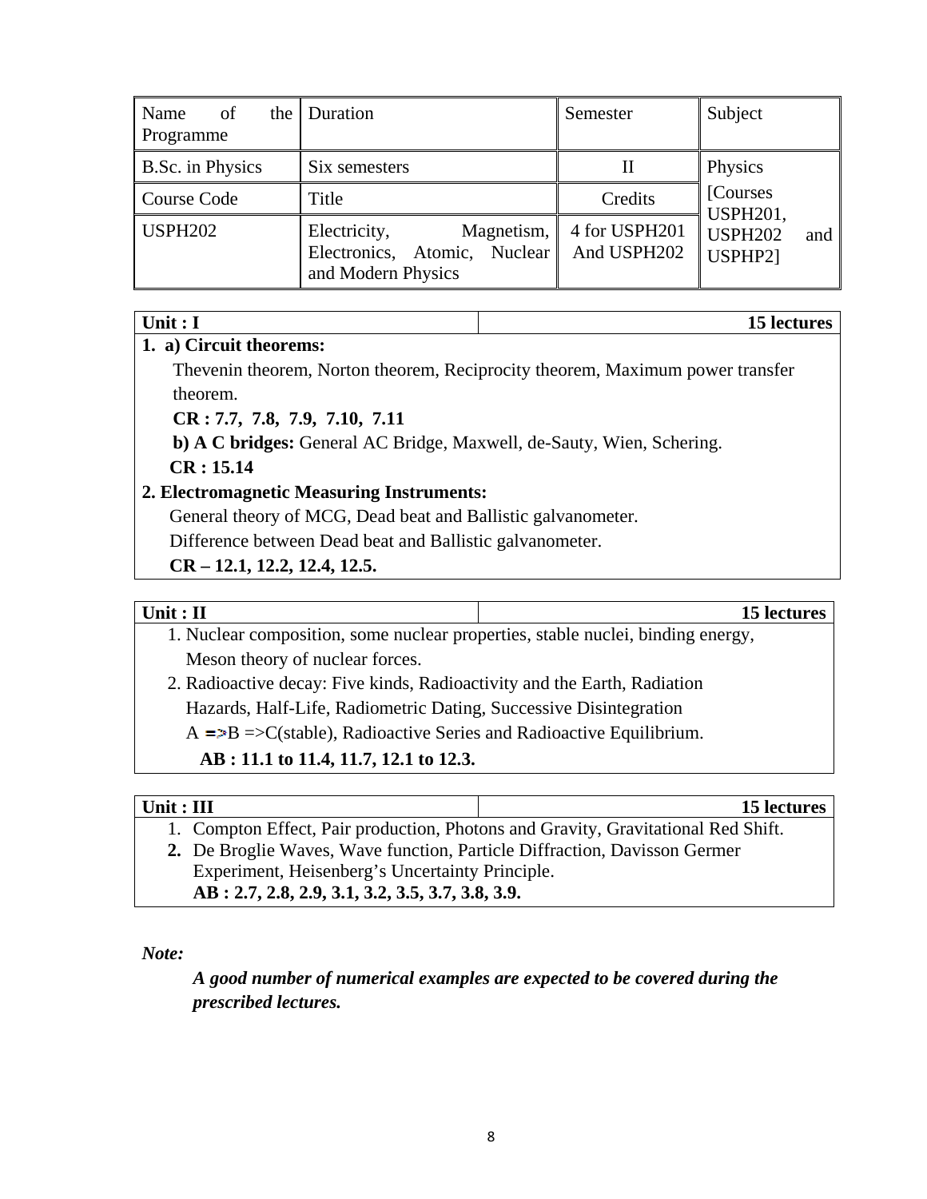| Name of the Programme | Duration | Semester | Subject |
| --- | --- | --- | --- |
| B.Sc. in Physics | Six semesters | II | Physics [Courses USPH201, USPH202 and USPHP2] |
| Course Code | Title | Credits | |
| USPH202 | Electricity, Magnetism, Electronics, Atomic, Nuclear and Modern Physics | 4 for USPH201 And USPH202 | |

| Unit : I | 15 lectures |
| --- | --- |

**1. a) Circuit theorems:**

Thevenin theorem, Norton theorem, Reciprocity theorem, Maximum power transfer theorem.

**CR : 7.7, 7.8, 7.9, 7.10, 7.11**

**b) A C bridges:** General AC Bridge, Maxwell, de-Sauty, Wien, Schering.

**CR : 15.14**

**2. Electromagnetic Measuring Instruments:**

General theory of MCG, Dead beat and Ballistic galvanometer.

Difference between Dead beat and Ballistic galvanometer.

**CR – 12.1, 12.2, 12.4, 12.5.**

| Unit : II | 15 lectures |
| --- | --- |

1. Nuclear composition, some nuclear properties, stable nuclei, binding energy, Meson theory of nuclear forces.
2. Radioactive decay: Five kinds, Radioactivity and the Earth, Radiation Hazards, Half-Life, Radiometric Dating, Successive Disintegration A =>B =>C(stable), Radioactive Series and Radioactive Equilibrium.

**AB : 11.1 to 11.4, 11.7, 12.1 to 12.3.**

| Unit : III | 15 lectures |
| --- | --- |

1. Compton Effect, Pair production, Photons and Gravity, Gravitational Red Shift.
2. De Broglie Waves, Wave function, Particle Diffraction, Davisson Germer Experiment, Heisenberg's Uncertainty Principle.

**AB : 2.7, 2.8, 2.9, 3.1, 3.2, 3.5, 3.7, 3.8, 3.9.**

***Note:***

***A good number of numerical examples are expected to be covered during the prescribed lectures.***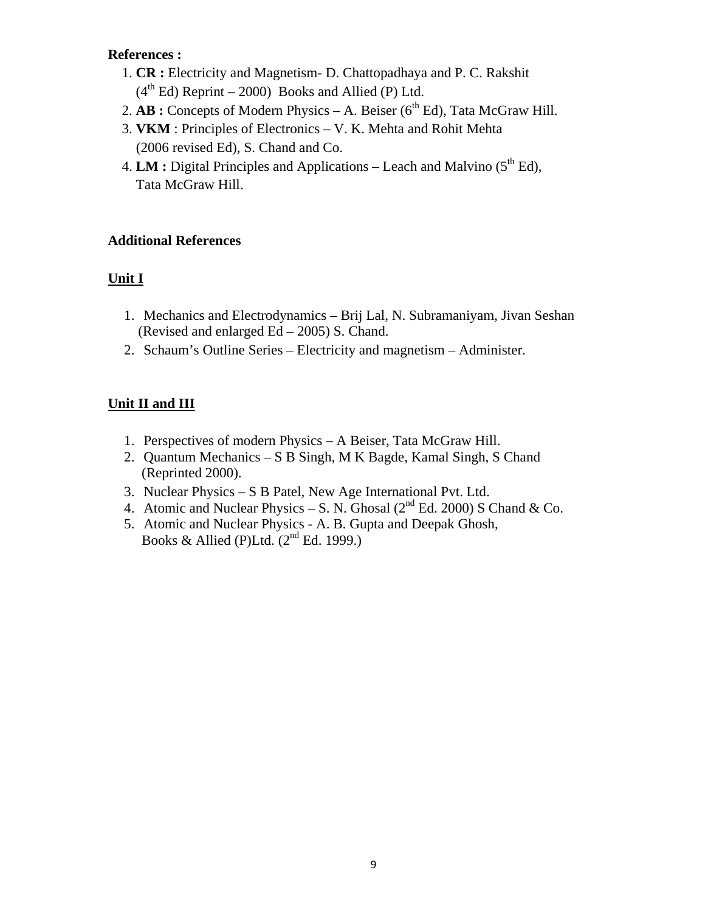**References :**

1. **CR :** Electricity and Magnetism- D. Chattopadhaya and P. C. Rakshit ($4^{th}$ Ed) Reprint – 2000) Books and Allied (P) Ltd.
2. **AB :** Concepts of Modern Physics – A. Beiser ($6^{th}$ Ed), Tata McGraw Hill.
3. **VKM** : Principles of Electronics – V. K. Mehta and Rohit Mehta (2006 revised Ed), S. Chand and Co.
4. **LM :** Digital Principles and Applications – Leach and Malvino ($5^{th}$ Ed), Tata McGraw Hill.

**Additional References**

**Unit I**

1. Mechanics and Electrodynamics – Brij Lal, N. Subramaniyam, Jivan Seshan (Revised and enlarged Ed – 2005) S. Chand.
2. Schaum's Outline Series – Electricity and magnetism – Administer.

**Unit II and III**

1. Perspectives of modern Physics – A Beiser, Tata McGraw Hill.
2. Quantum Mechanics – S B Singh, M K Bagde, Kamal Singh, S Chand (Reprinted 2000).
3. Nuclear Physics – S B Patel, New Age International Pvt. Ltd.
4. Atomic and Nuclear Physics – S. N. Ghosal ($2^{nd}$ Ed. 2000) S Chand & Co.
5. Atomic and Nuclear Physics - A. B. Gupta and Deepak Ghosh, Books & Allied (P)Ltd. ($2^{nd}$ Ed. 1999.)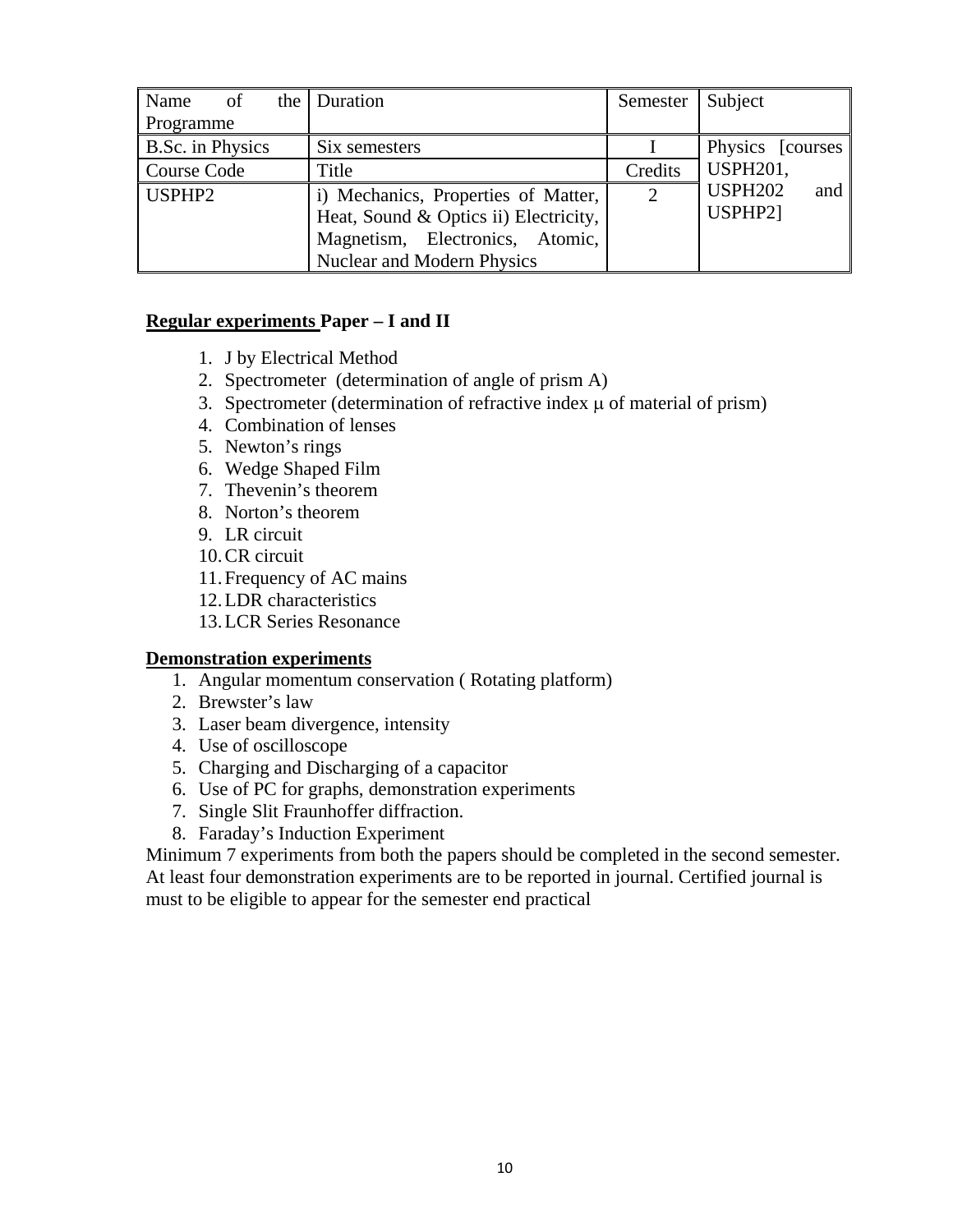| Name of the Programme | Duration | Semester | Subject |
|---|---|---|---|
| B.Sc. in Physics | Six semesters | I | Physics [courses USPH201, USPH202 and USPHP2] |
| Course Code | Title | Credits | |
| USPHP2 | i) Mechanics, Properties of Matter, Heat, Sound & Optics ii) Electricity, Magnetism, Electronics, Atomic, Nuclear and Modern Physics | 2 | |

**<u>Regular experiments</u> Paper – I and II**

1. J by Electrical Method
2. Spectrometer (determination of angle of prism A)
3. Spectrometer (determination of refractive index $\mu$ of material of prism)
4. Combination of lenses
5. Newton's rings
6. Wedge Shaped Film
7. Thevenin's theorem
8. Norton's theorem
9. LR circuit
10. CR circuit
11. Frequency of AC mains
12. LDR characteristics
13. LCR Series Resonance

**<u>Demonstration experiments</u>**

1. Angular momentum conservation ( Rotating platform)
2. Brewster's law
3. Laser beam divergence, intensity
4. Use of oscilloscope
5. Charging and Discharging of a capacitor
6. Use of PC for graphs, demonstration experiments
7. Single Slit Fraunhoffer diffraction.
8. Faraday's Induction Experiment

Minimum 7 experiments from both the papers should be completed in the second semester. At least four demonstration experiments are to be reported in journal. Certified journal is must to be eligible to appear for the semester end practical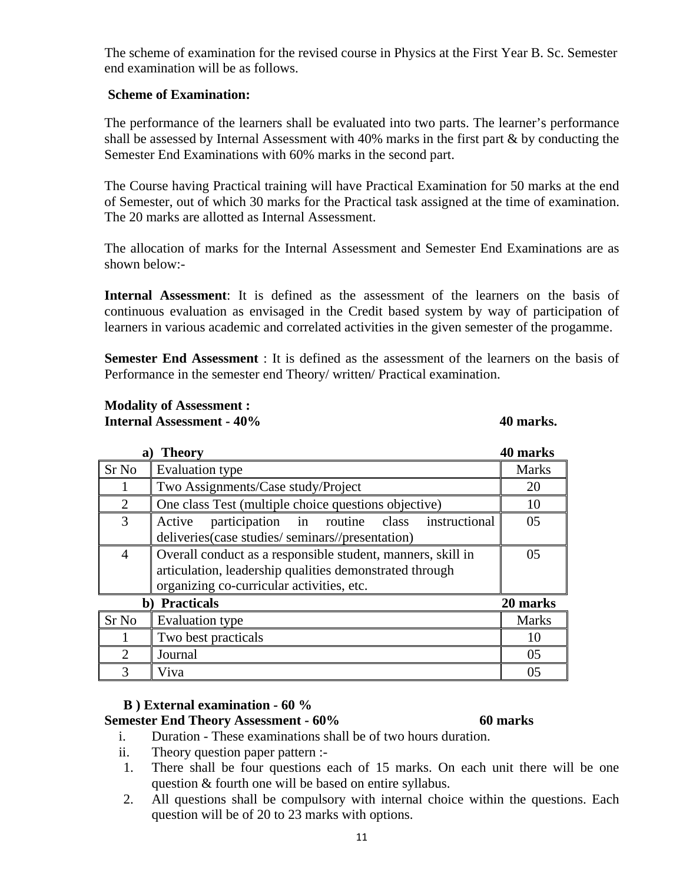The scheme of examination for the revised course in Physics at the First Year B. Sc. Semester end examination will be as follows.

**Scheme of Examination:**

The performance of the learners shall be evaluated into two parts. The learner's performance shall be assessed by Internal Assessment with 40% marks in the first part & by conducting the Semester End Examinations with 60% marks in the second part.

The Course having Practical training will have Practical Examination for 50 marks at the end of Semester, out of which 30 marks for the Practical task assigned at the time of examination. The 20 marks are allotted as Internal Assessment.

The allocation of marks for the Internal Assessment and Semester End Examinations are as shown below:-

**Internal Assessment**: It is defined as the assessment of the learners on the basis of continuous evaluation as envisaged in the Credit based system by way of participation of learners in various academic and correlated activities in the given semester of the progamme.

**Semester End Assessment** : It is defined as the assessment of the learners on the basis of Performance in the semester end Theory/ written/ Practical examination.

**Modality of Assessment :**
**Internal Assessment - 40%** **40 marks.**

**a) Theory** **40 marks**

| Sr No | Evaluation type | Marks |
|---|---|---|
| 1 | Two Assignments/Case study/Project | 20 |
| 2 | One class Test (multiple choice questions objective) | 10 |
| 3 | Active participation in routine class instructional deliveries(case studies/ seminars//presentation) | 05 |
| 4 | Overall conduct as a responsible student, manners, skill in articulation, leadership qualities demonstrated through organizing co-curricular activities, etc. | 05 |

**b) Practicals** **20 marks**

| Sr No | Evaluation type | Marks |
|---|---|---|
| 1 | Two best practicals | 10 |
| 2 | Journal | 05 |
| 3 | Viva | 05 |

**B ) External examination - 60 %**
**Semester End Theory Assessment - 60%** **60 marks**

i. Duration - These examinations shall be of two hours duration.
ii. Theory question paper pattern :-

1. There shall be four questions each of 15 marks. On each unit there will be one question & fourth one will be based on entire syllabus.
2. All questions shall be compulsory with internal choice within the questions. Each question will be of 20 to 23 marks with options.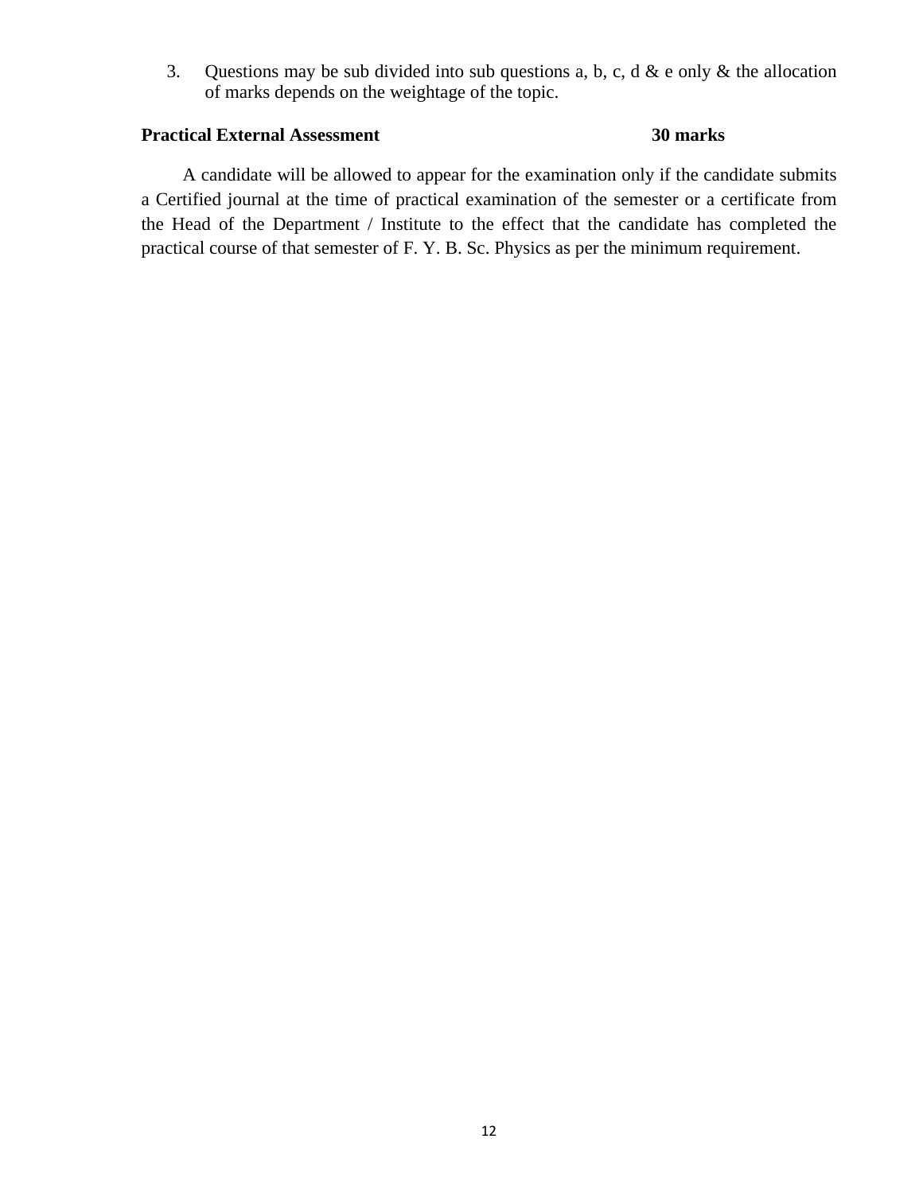3. Questions may be sub divided into sub questions a, b, c, d & e only & the allocation of marks depends on the weightage of the topic.

**Practical External Assessment** **30 marks**

A candidate will be allowed to appear for the examination only if the candidate submits a Certified journal at the time of practical examination of the semester or a certificate from the Head of the Department / Institute to the effect that the candidate has completed the practical course of that semester of F. Y. B. Sc. Physics as per the minimum requirement.